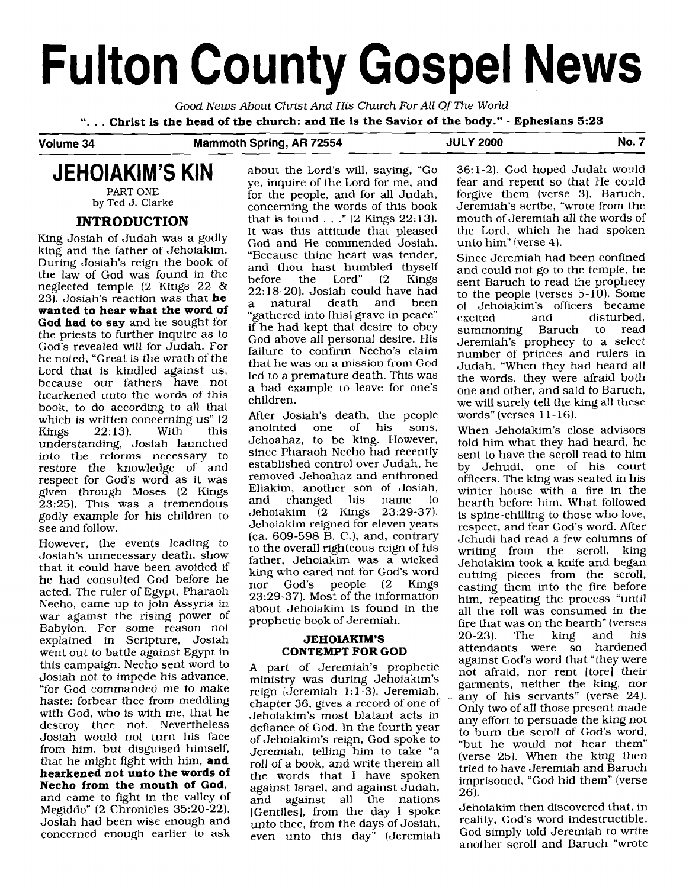# Fulton County Gospel News

*Good News About Christ And His Church For All Of The World*

**". . . Christ is the head of the church: and He is the Savior of the body." - Ephesians 5:23**

Volume 34 | Mammoth Spring, AR 72554 | JULY 2000 | No. 7

## JEHOIAKIM'S KIN

PART ONE
by Ted J. Clarke

### INTRODUCTION

King Josiah of Judah was a godly king and the father of Jehoiakim. During Josiah's reign the book of the law of God was found in the neglected temple (2 Kings 22 & 23). Josiah's reaction was that **he wanted to hear what the word of God had to say** and he sought for the priests to further inquire as to God's revealed will for Judah. For he noted, "Great is the wrath of the Lord that is kindled against us, because our fathers have not hearkened unto the words of this book, to do according to all that which is written concerning us" (2 Kings 22:13). With this understanding, Josiah launched into the reforms necessary to restore the knowledge of and respect for God's word as it was given through Moses (2 Kings 23:25). This was a tremendous godly example for his children to see and follow.

However, the events leading to Josiah's unnecessary death, show that it could have been avoided if he had consulted God before he acted. The ruler of Egypt, Pharaoh Necho, came up to join Assyria in war against the rising power of Babylon. For some reason not explained in Scripture, Josiah went out to battle against Egypt in this campaign. Necho sent word to Josiah not to impede his advance, "for God commanded me to make haste: forbear thee from meddling with God, who is with me, that he destroy thee not. Nevertheless Josiah would not turn his face from him, but disguised himself, that he might fight with him, **and hearkened not unto the words of Necho from the mouth of God**, and came to fight in the valley of Megiddo" (2 Chronicles 35:20-22). Josiah had been wise enough and concerned enough earlier to ask about the Lord's will, saying, "Go ye, inquire of the Lord for me, and for the people, and for all Judah, concerning the words of this book that is found . . ." (2 Kings 22:13). It was this attitude that pleased God and He commended Josiah, "Because thine heart was tender, and thou hast humbled thyself before the Lord" (2 Kings 22:18-20). Josiah could have had a natural death and been "gathered into [his] grave in peace" if he had kept that desire to obey God above all personal desire. His failure to confirm Necho's claim that he was on a mission from God led to a premature death. This was a bad example to leave for one's children.

After Josiah's death, the people anointed one of his sons, Jehoahaz, to be king. However, since Pharaoh Necho had recently established control over Judah, he removed Jehoahaz and enthroned Eliakim, another son of Josiah, and changed his name to Jehoiakim (2 Kings 23:29-37). Jehoiakim reigned for eleven years (ca. 609-598 B. C.), and, contrary to the overall righteous reign of his father, Jehoiakim was a wicked king who cared not for God's word nor God's people (2 Kings 23:29-37). Most of the information about Jehoiakim is found in the prophetic book of Jeremiah.

### JEHOIAKIM'S CONTEMPT FOR GOD

A part of Jeremiah's prophetic ministry was during Jehoiakim's reign (Jeremiah 1:1-3). Jeremiah, chapter 36, gives a record of one of Jehoiakim's most blatant acts in defiance of God. In the fourth year of Jehoiakim's reign, God spoke to Jeremiah, telling him to take "a roll of a book, and write therein all the words that I have spoken against Israel, and against Judah, and against all the nations [Gentiles], from the day I spoke unto thee, from the days of Josiah, even unto this day" (Jeremiah 36:1-2). God hoped Judah would fear and repent so that He could forgive them (verse 3). Baruch, Jeremiah's scribe, "wrote from the mouth of Jeremiah all the words of the Lord, which he had spoken unto him" (verse 4).

Since Jeremiah had been confined and could not go to the temple, he sent Baruch to read the prophecy to the people (verses 5-10). Some of Jehoiakim's officers became excited and disturbed, summoning Baruch to read Jeremiah's prophecy to a select number of princes and rulers in Judah. "When they had heard all the words, they were afraid both one and other, and said to Baruch, we will surely tell the king all these words" (verses 11-16).

When Jehoiakim's close advisors told him what they had heard, he sent to have the scroll read to him by Jehudi, one of his court officers. The king was seated in his winter house with a fire in the hearth before him. What followed is spine-chilling to those who love, respect, and fear God's word. After Jehudi had read a few columns of writing from the scroll, king Jehoiakim took a knife and began cutting pieces from the scroll, casting them into the fire before him, repeating the process "until all the roll was consumed in the fire that was on the hearth" (verses 20-23). The king and his attendants were so hardened against God's word that "they were not afraid, nor rent [tore] their garments, neither the king, nor any of his servants" (verse 24). Only two of all those present made any effort to persuade the king not to burn the scroll of God's word, "but he would not hear them" (verse 25). When the king then tried to have Jeremiah and Baruch imprisoned, "God hid them" (verse 26).

Jehoiakim then discovered that, in reality, God's word indestructible. God simply told Jeremiah to write another scroll and Baruch "wrote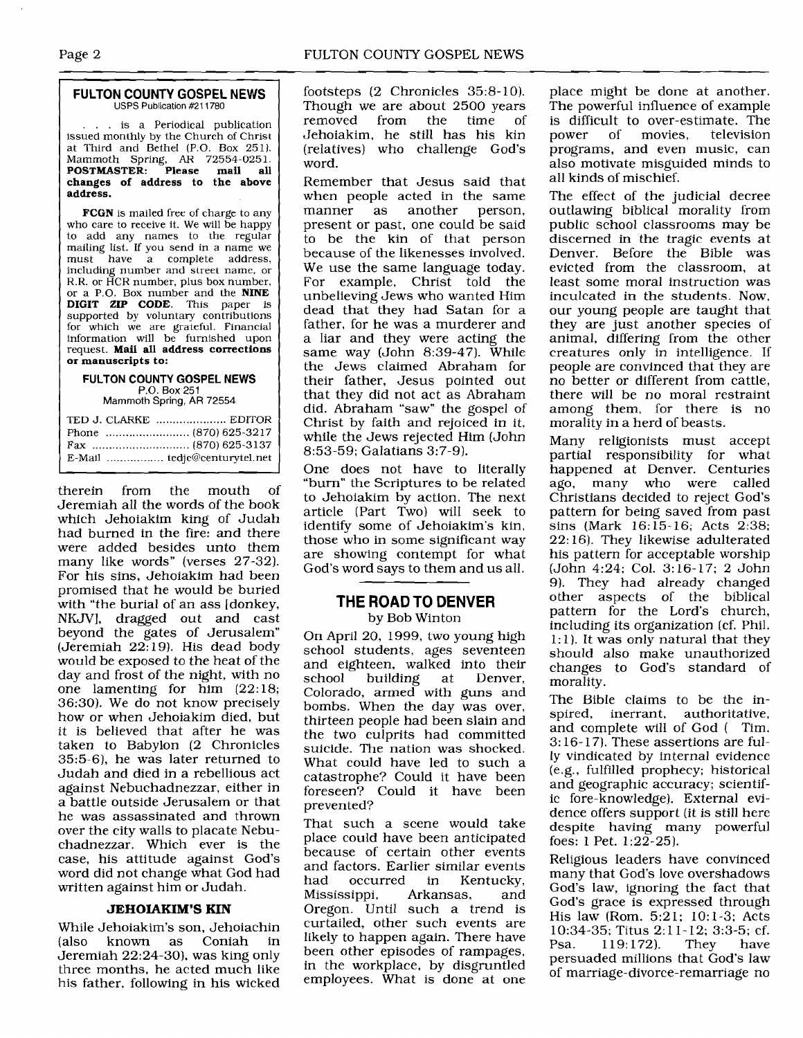**FULTON COUNTY GOSPEL NEWS**
USPS Publication #211780

. . . is a Periodical publication issued monthly by the Church of Christ at Third and Bethel (P.O. Box 251), Mammoth Spring, AR 72554-0251. **POSTMASTER: Please mail all changes of address to the above address.**

**FCGN** is mailed free of charge to any who care to receive it. We will be happy to add any names to the regular mailing list. If you send in a name we must have a complete address, including number and street name, or R.R. or HCR number, plus box number, or a P.O. Box number and the **NINE DIGIT ZIP CODE**. This paper is supported by voluntary contributions for which we are grateful. Financial information will be furnished upon request. **Mail all address corrections or manuscripts to:**

**FULTON COUNTY GOSPEL NEWS**
P.O. Box 251
Mammoth Spring, AR 72554

TED J. CLARKE .................... EDITOR
Phone ........................ (870) 625-3217
Fax ............................ (870) 625-3137
E-Mail ................ tedjc@centurytel.net

therein from the mouth of Jeremiah all the words of the book which Jehoiakim king of Judah had burned in the fire: and there were added besides unto them many like words" (verses 27-32). For his sins, Jehoiakim had been promised that he would be buried with "the burial of an ass [donkey, NKJV], dragged out and cast beyond the gates of Jerusalem" (Jeremiah 22:19). His dead body would be exposed to the heat of the day and frost of the night, with no one lamenting for him (22:18; 36:30). We do not know precisely how or when Jehoiakim died, but it is believed that after he was taken to Babylon (2 Chronicles 35:5-6), he was later returned to Judah and died in a rebellious act against Nebuchadnezzar, either in a battle outside Jerusalem or that he was assassinated and thrown over the city walls to placate Nebuchadnezzar. Which ever is the case, his attitude against God's word did not change what God had written against him or Judah.

### JEHOIAKIM'S KIN

While Jehoiakim's son, Jehoiachin (also known as Coniah in Jeremiah 22:24-30), was king only three months, he acted much like his father, following in his wicked footsteps (2 Chronicles 35:8-10). Though we are about 2500 years removed from the time of Jehoiakim, he still has his kin (relatives) who challenge God's word.

Remember that Jesus said that when people acted in the same manner as another person, present or past, one could be said to be the kin of that person because of the likenesses involved. We use the same language today. For example, Christ told the unbelieving Jews who wanted Him dead that they had Satan for a father, for he was a murderer and a liar and they were acting the same way (John 8:39-47). While the Jews claimed Abraham for their father, Jesus pointed out that they did not act as Abraham did. Abraham "saw" the gospel of Christ by faith and rejoiced in it, while the Jews rejected Him (John 8:53-59; Galatians 3:7-9).

One does not have to literally "burn" the Scriptures to be related to Jehoiakim by action. The next article (Part Two) will seek to identify some of Jehoiakim's kin, those who in some significant way are showing contempt for what God's word says to them and us all.

## THE ROAD TO DENVER

by Bob Winton

On April 20, 1999, two young high school students, ages seventeen and eighteen, walked into their school building at Denver, Colorado, armed with guns and bombs. When the day was over, thirteen people had been slain and the two culprits had committed suicide. The nation was shocked. What could have led to such a catastrophe? Could it have been foreseen? Could it have been prevented?

That such a scene would take place could have been anticipated because of certain other events and factors. Earlier similar events had occurred in Kentucky, Mississippi, Arkansas, and Oregon. Until such a trend is curtailed, other such events are likely to happen again. There have been other episodes of rampages, in the workplace, by disgruntled employees. What is done at one place might be done at another. The powerful influence of example is difficult to over-estimate. The power of movies, television programs, and even music, can also motivate misguided minds to all kinds of mischief.

The effect of the judicial decree outlawing biblical morality from public school classrooms may be discerned in the tragic events at Denver. Before the Bible was evicted from the classroom, at least some moral instruction was inculcated in the students. Now, our young people are taught that they are just another species of animal, differing from the other creatures only in intelligence. If people are convinced that they are no better or different from cattle, there will be no moral restraint among them, for there is no morality in a herd of beasts.

Many religionists must accept partial responsibility for what happened at Denver. Centuries ago, many who were called Christians decided to reject God's pattern for being saved from past sins (Mark 16:15-16; Acts 2:38; 22:16). They likewise adulterated his pattern for acceptable worship (John 4:24; Col. 3:16-17; 2 John 9). They had already changed other aspects of the biblical pattern for the Lord's church, including its organization (cf. Phil. 1:1). It was only natural that they should also make unauthorized changes to God's standard of morality.

The Bible claims to be the inspired, inerrant, authoritative, and complete will of God ( Tim. 3:16-17). These assertions are fully vindicated by internal evidence (e.g., fulfilled prophecy; historical and geographic accuracy; scientific fore-knowledge). External evidence offers support (it is still here despite having many powerful foes: 1 Pet. 1:22-25).

Religious leaders have convinced many that God's love overshadows God's law, ignoring the fact that God's grace is expressed through His law (Rom. 5:21; 10:1-3; Acts 10:34-35; Titus 2:11-12; 3:3-5; cf. Psa. 119:172). They have persuaded millions that God's law of marriage-divorce-remarriage no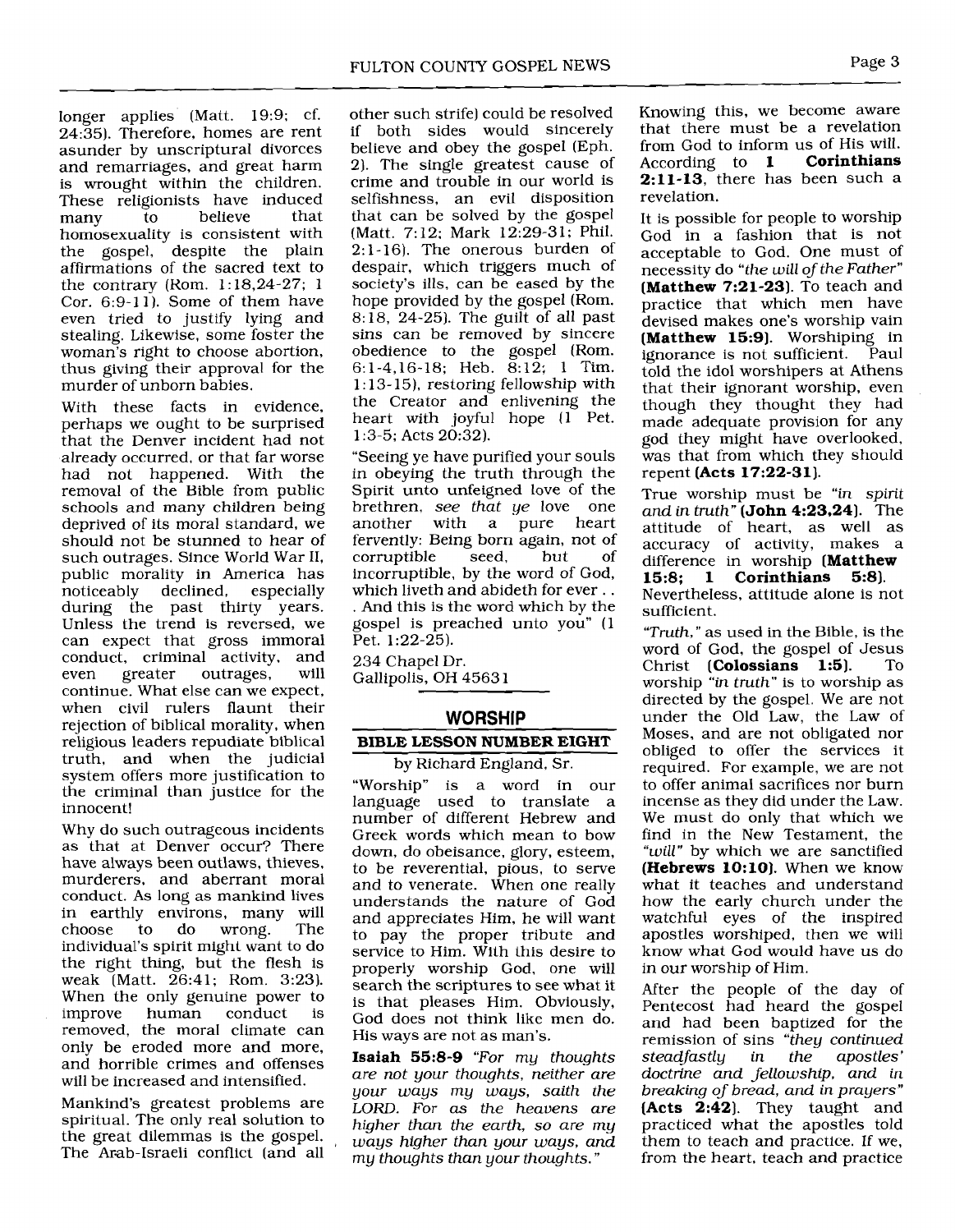longer applies (Matt. 19:9; cf. 24:35). Therefore, homes are rent asunder by unscriptural divorces and remarriages, and great harm is wrought within the children. These religionists have induced many to believe that homosexuality is consistent with the gospel, despite the plain affirmations of the sacred text to the contrary (Rom. 1:18,24-27; 1 Cor. 6:9-11). Some of them have even tried to justify lying and stealing. Likewise, some foster the woman's right to choose abortion, thus giving their approval for the murder of unborn babies.

With these facts in evidence, perhaps we ought to be surprised that the Denver incident had not already occurred, or that far worse had not happened. With the removal of the Bible from public schools and many children being deprived of its moral standard, we should not be stunned to hear of such outrages. Since World War II, public morality in America has noticeably declined, especially during the past thirty years. Unless the trend is reversed, we can expect that gross immoral conduct, criminal activity, and even greater outrages, will continue. What else can we expect, when civil rulers flaunt their rejection of biblical morality, when religious leaders repudiate biblical truth, and when the judicial system offers more justification to the criminal than justice for the innocent!

Why do such outrageous incidents as that at Denver occur? There have always been outlaws, thieves, murderers, and aberrant moral conduct. As long as mankind lives in earthly environs, many will choose to do wrong. The individual's spirit might want to do the right thing, but the flesh is weak (Matt. 26:41; Rom. 3:23). When the only genuine power to improve human conduct is removed, the moral climate can only be eroded more and more, and horrible crimes and offenses will be increased and intensified.

Mankind's greatest problems are spiritual. The only real solution to the great dilemmas is the gospel. The Arab-Israeli conflict (and all other such strife) could be resolved if both sides would sincerely believe and obey the gospel (Eph. 2). The single greatest cause of crime and trouble in our world is selfishness, an evil disposition that can be solved by the gospel (Matt. 7:12; Mark 12:29-31; Phil. 2:1-16). The onerous burden of despair, which triggers much of society's ills, can be eased by the hope provided by the gospel (Rom. 8:18, 24-25). The guilt of all past sins can be removed by sincere obedience to the gospel (Rom. 6:1-4,16-18; Heb. 8:12; 1 Tim. 1:13-15), restoring fellowship with the Creator and enlivening the heart with joyful hope (1 Pet. 1:3-5; Acts 20:32).

"Seeing ye have purified your souls in obeying the truth through the Spirit unto unfeigned love of the brethren, *see that ye* love one another with a pure heart fervently: Being born again, not of corruptible seed, but of incorruptible, by the word of God, which liveth and abideth for ever . . . And this is the word which by the gospel is preached unto you" (1 Pet. 1:22-25).

234 Chapel Dr.
Gallipolis, OH 45631

## WORSHIP

### BIBLE LESSON NUMBER EIGHT

by Richard England, Sr.

"Worship" is a word in our language used to translate a number of different Hebrew and Greek words which mean to bow down, do obeisance, glory, esteem, to be reverential, pious, to serve and to venerate. When one really understands the nature of God and appreciates Him, he will want to pay the proper tribute and service to Him. With this desire to properly worship God, one will search the scriptures to see what it is that pleases Him. Obviously, God does not think like men do. His ways are not as man's.

**Isaiah 55:8-9** *"For my thoughts are not your thoughts, neither are your ways my ways, saith the LORD. For as the heavens are higher than the earth, so are my ways higher than your ways, and my thoughts than your thoughts."*

Knowing this, we become aware that there must be a revelation from God to inform us of His will. According to **1 Corinthians 2:11-13**, there has been such a revelation.

It is possible for people to worship God in a fashion that is not acceptable to God. One must of necessity do *"the will of the Father"* **(Matthew 7:21-23)**. To teach and practice that which men have devised makes one's worship vain **(Matthew 15:9)**. Worshiping in ignorance is not sufficient. Paul told the idol worshipers at Athens that their ignorant worship, even though they thought they had made adequate provision for any god they might have overlooked, was that from which they should repent **(Acts 17:22-31)**.

True worship must be *"in spirit and in truth"* **(John 4:23,24)**. The attitude of heart, as well as accuracy of activity, makes a difference in worship **(Matthew 15:8; 1 Corinthians 5:8)**. Nevertheless, attitude alone is not sufficient.

*"Truth,"* as used in the Bible, is the word of God, the gospel of Jesus Christ **(Colossians 1:5)**. To worship *"in truth"* is to worship as directed by the gospel. We are not under the Old Law, the Law of Moses, and are not obligated nor obliged to offer the services it required. For example, we are not to offer animal sacrifices nor burn incense as they did under the Law. We must do only that which we find in the New Testament, the *"will"* by which we are sanctified **(Hebrews 10:10)**. When we know what it teaches and understand how the early church under the watchful eyes of the inspired apostles worshiped, then we will know what God would have us do in our worship of Him.

After the people of the day of Pentecost had heard the gospel and had been baptized for the remission of sins *"they continued steadfastly in the apostles' doctrine and fellowship, and in breaking of bread, and in prayers"* **(Acts 2:42)**. They taught and practiced what the apostles told them to teach and practice. If we, from the heart, teach and practice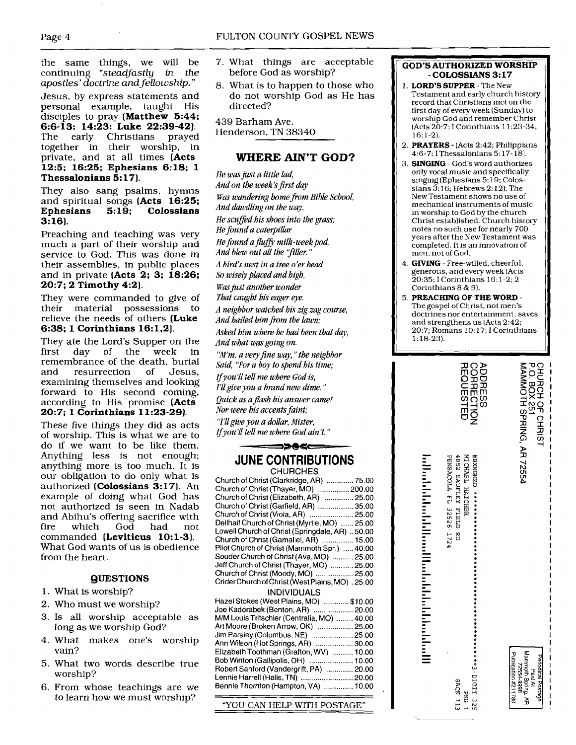the same things, we will be continuing *"steadfastly in the apostles' doctrine and fellowship."*

Jesus, by express statements and personal example, taught His disciples to pray **(Matthew 5:44; 6:6-13: 14:23: Luke 22:39-42)**. The early Christians prayed together in their worship, in private, and at all times **(Acts 12:5; 16:25; Ephesians 6:18; 1 Thessalonians 5:17)**.

They also sang psalms, hymns and spiritual songs **(Acts 16:25; Ephesians 5:19; Colossians 3:16)**.

Preaching and teaching was very much a part of their worship and service to God. This was done in their assemblies, in public places and in private **(Acts 2; 3; 18:26; 20:7; 2 Timothy 4:2)**.

They were commanded to give of their material possessions to relieve the needs of others **(Luke 6:38; 1 Corinthians 16:1,2)**.

They ate the Lord's Supper on the first day of the week in remembrance of the death, burial and resurrection of Jesus, examining themselves and looking forward to His second coming, according to His promise **(Acts 20:7; 1 Corinthians 11:23-29)**.

These five things they did as acts of worship. This is what we are to do if we want to be like them. Anything less is not enough; anything more is too much. It is our obligation to do only what is authorized **(Colossians 3:17)**. An example of doing what God has not authorized is seen in Nadab and Abihu's offering sacrifice with fire which God had not commanded **(Leviticus 10:1-3)**. What God wants of us is obedience from the heart.

### QUESTIONS

1. What is worship?
2. Who must we worship?
3. Is all worship acceptable as long as we worship God?
4. What makes one's worship vain?
5. What two words describe true worship?
6. From whose teachings are we to learn how we must worship?
7. What things are acceptable before God as worship?
8. What is to happen to those who do not worship God as He has directed?

439 Barham Ave.
Henderson, TN 38340

## WHERE AIN'T GOD?

*He was just a little lad,*
*And on the week's first day*
*Was wandering home from Bible School,*
*And dawdling on the way.*
*He scuffed his shoes into the grass;*
*He found a caterpillar*
*He found a fluffy milk-week pod,*
*And blew out all the "filler."*
*A bird's nest in a tree o'er head*
*So wisely placed and high,*
*Was just another wonder*
*That caught his eager eye.*
*A neighbor watched his zig zag course,*
*And hailed him from the lawn;*
*Asked him where he had been that day,*
*And what was going on.*
*"M'm, a very fine way," the neighbor*
*Said, "For a boy to spend his time;*
*If you'll tell me where God is,*
*I'll give you a brand new dime."*
*Quick as a flash his answer came!*
*Nor were his accents faint;*
*"I'll give you a dollar, Mister,*
*If you'll tell me where God ain't."*

## JUNE CONTRIBUTIONS

CHURCHES

| | |
|---|---|
| Church of Christ (Clarkridge, AR) | 75.00 |
| Church of Christ (Thayer, MO) | 200.00 |
| Church of Christ (Elizabeth, AR) | 25.00 |
| Church of Christ (Garfield, AR) | 35.00 |
| Church of Christ (Viola, AR) | 25.00 |
| Dellhalf Church of Christ (Myrtle, MO) | 25.00 |
| Lowell Church of Christ (Springdale, AR) | 50.00 |
| Church of Christ (Gamaliel, AR) | 15.00 |
| Pilot Church of Christ (Mammoth Spr.) | 40.00 |
| Souder Church of Christ (Ava, MO) | 25.00 |
| Jeff Church of Christ (Thayer, MO) | 25.00 |
| Church of Christ (Moody, MO) | 25.00 |
| Crider Church of Christ (West Plains, MO) | 25.00 |

INDIVIDUALS

| | |
|---|---|
| Hazel Stokes (West Plains, MO) | $10.00 |
| Joe Kaderabek (Benton, AR) | 20.00 |
| M/M Louis Tritschler (Centralia, MO) | 40.00 |
| Art Moore (Broken Arrow, OK) | 25.00 |
| Jim Parsley (Columbus, NE) | 25.00 |
| Ann Wilson (Hot Springs, AR) | 30.00 |
| Elizabeth Toothman (Grafton, WV) | 10.00 |
| Bob Winton (Gallipolis, OH) | 10.00 |
| Robert Sanford (Vandergrift, PA) | 20.00 |
| Lennie Harrell (Halls, TN) | 20.00 |
| Bennie Thornton (Hampton, VA) | 10.00 |

"YOU CAN HELP WITH POSTAGE"

### GOD'S AUTHORIZED WORSHIP - COLOSSIANS 3:17

1. **LORD'S SUPPER** - The New Testament and early church history record that Christians met on the first day of every week (Sunday) to worship God and remember Christ (Acts 20:7; I Corinthians 11:23-34; 16:1-2).
2. **PRAYERS** - (Acts 2:42; Philippians 4:6-7; I Thessalonians 5:17-18).
3. **SINGING** - God's word authorizes only vocal music and specifically singing (Ephesians 5:19; Colossians 3:16; Hebrews 2:12). The New Testament shows no use of mechanical instruments of music in worship to God by the church Christ established. Church history notes no such use for nearly 700 years after the New Testament was completed. It is an innovation of men, not of God.
4. **GIVING** - Free-willed, cheerful, generous, and every week (Acts 20:35; I Corinthians 16:1-2; 2 Corinthians 8 & 9).
5. **PREACHING OF THE WORD** - The gospel of Christ, not men's doctrines nor entertainment, saves and strengthens us (Acts 2:42; 20:7; Romans 10:17; I Corinthians 1:18-23).

CHURCH OF CHRIST
P.O. BOX 251
MAMMOTH SPRING, AR 72554

ADDRESS CORRECTION REQUESTED

Periodical Postage Paid At Mammoth Spring, AR 72554-9998 Publication #211780

#BXNCHZD ****************************3-DIGIT 325
MICHAEL HATCHER
4852 SAUFLEY FIELD RD
PENSACOLA FL 32526-1724
PKG 1
SACK 113